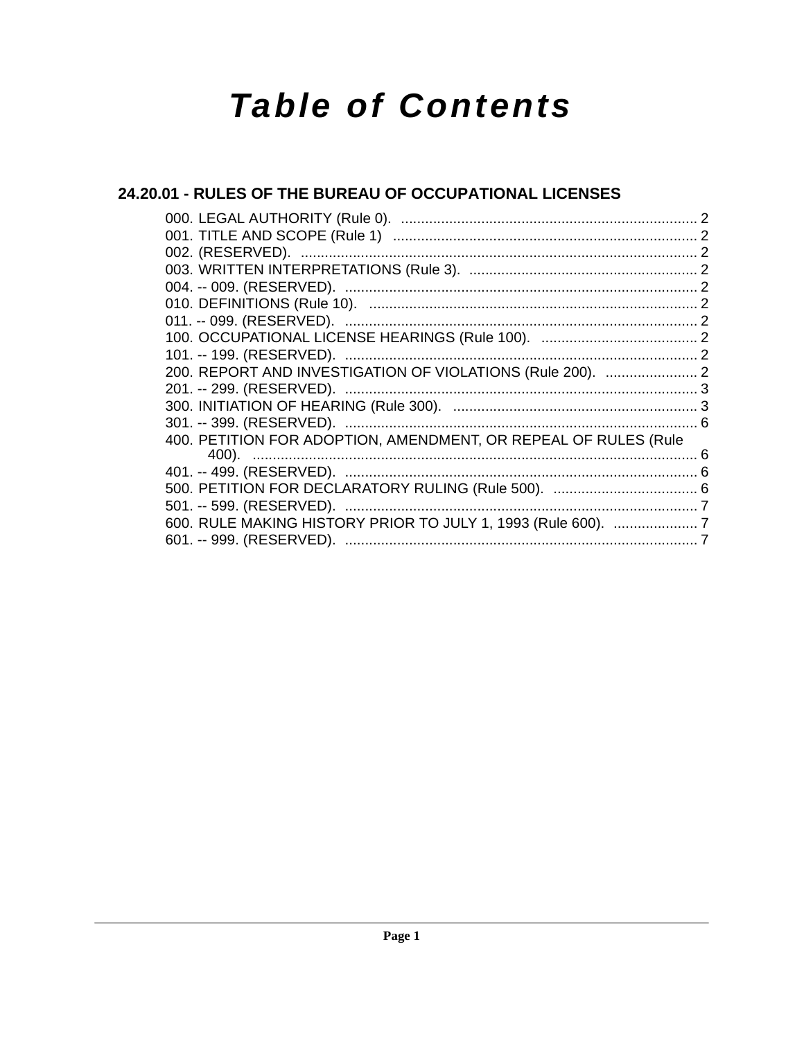# Table of Contents

## 24.20.01 - RULES OF THE BUREAU OF OCCUPATIONAL LICENSES

000. LEGAL AUTHORITY (Rule 0). .......................................................................... 2
001. TITLE AND SCOPE (Rule 1) ............................................................................ 2
002. (RESERVED). .................................................................................................. 2
003. WRITTEN INTERPRETATIONS (Rule 3). ......................................................... 2
004. -- 009. (RESERVED). ........................................................................................ 2
010. DEFINITIONS (Rule 10). .................................................................................. 2
011. -- 099. (RESERVED). ........................................................................................ 2
100. OCCUPATIONAL LICENSE HEARINGS (Rule 100). ....................................... 2
101. -- 199. (RESERVED). ........................................................................................ 2
200. REPORT AND INVESTIGATION OF VIOLATIONS (Rule 200). ....................... 2
201. -- 299. (RESERVED). ........................................................................................ 3
300. INITIATION OF HEARING (Rule 300). ............................................................. 3
301. -- 399. (RESERVED). ........................................................................................ 6
400. PETITION FOR ADOPTION, AMENDMENT, OR REPEAL OF RULES (Rule 400). ................................................................................................................ 6
401. -- 499. (RESERVED). ........................................................................................ 6
500. PETITION FOR DECLARATORY RULING (Rule 500). .................................... 6
501. -- 599. (RESERVED). ........................................................................................ 7
600. RULE MAKING HISTORY PRIOR TO JULY 1, 1993 (Rule 600). ..................... 7
601. -- 999. (RESERVED). ........................................................................................ 7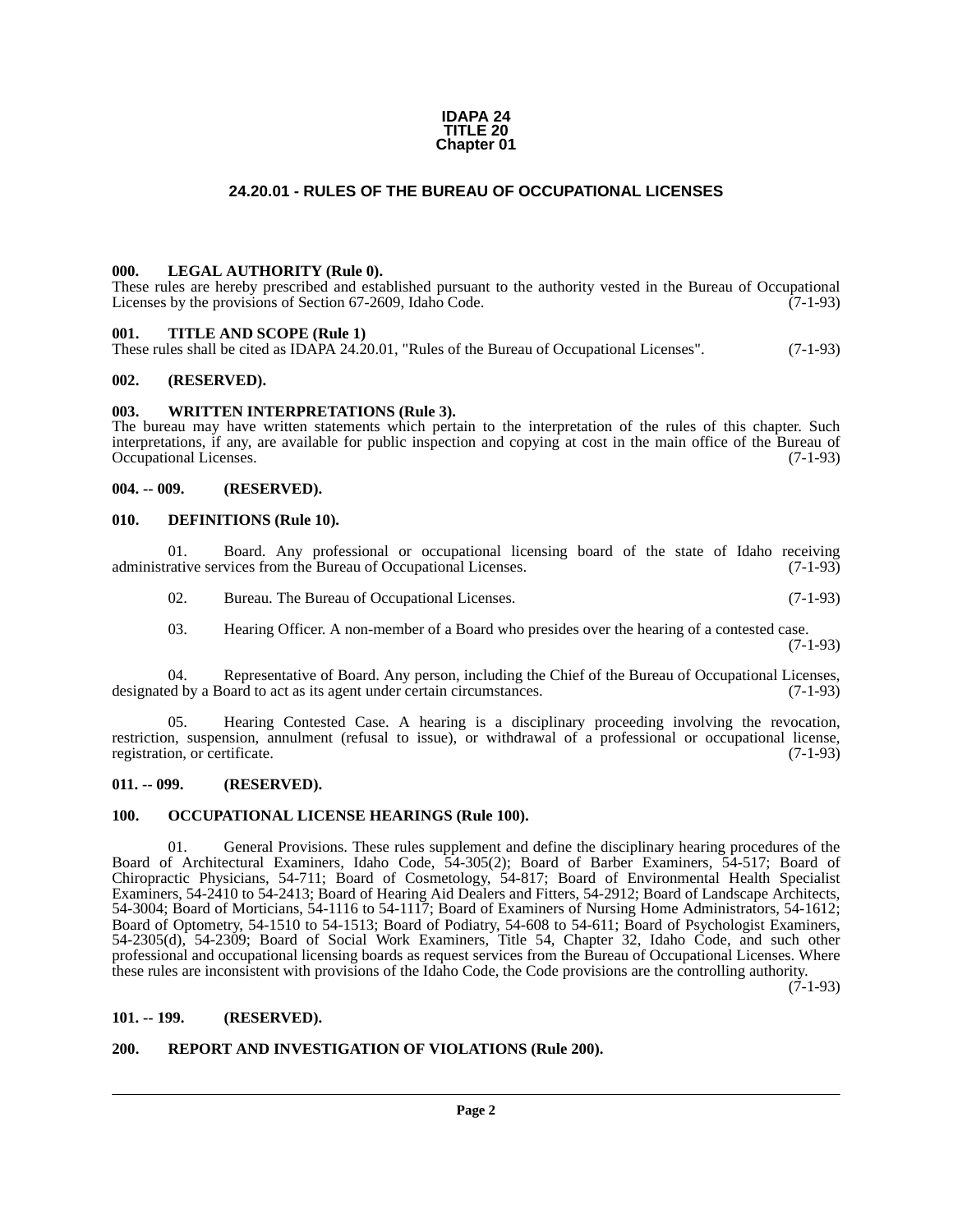**IDAPA 24**
**TITLE 20**
**Chapter 01**

# 24.20.01 - RULES OF THE BUREAU OF OCCUPATIONAL LICENSES

### 000. LEGAL AUTHORITY (Rule 0).

These rules are hereby prescribed and established pursuant to the authority vested in the Bureau of Occupational Licenses by the provisions of Section 67-2609, Idaho Code. (7-1-93)

### 001. TITLE AND SCOPE (Rule 1)

These rules shall be cited as IDAPA 24.20.01, "Rules of the Bureau of Occupational Licenses". (7-1-93)

### 002. (RESERVED).

### 003. WRITTEN INTERPRETATIONS (Rule 3).

The bureau may have written statements which pertain to the interpretation of the rules of this chapter. Such interpretations, if any, are available for public inspection and copying at cost in the main office of the Bureau of Occupational Licenses. (7-1-93)

### 004. -- 009. (RESERVED).

### 010. DEFINITIONS (Rule 10).

01. Board. Any professional or occupational licensing board of the state of Idaho receiving administrative services from the Bureau of Occupational Licenses. (7-1-93)

02. Bureau. The Bureau of Occupational Licenses. (7-1-93)

03. Hearing Officer. A non-member of a Board who presides over the hearing of a contested case. (7-1-93)

04. Representative of Board. Any person, including the Chief of the Bureau of Occupational Licenses, designated by a Board to act as its agent under certain circumstances. (7-1-93)

05. Hearing Contested Case. A hearing is a disciplinary proceeding involving the revocation, restriction, suspension, annulment (refusal to issue), or withdrawal of a professional or occupational license, registration, or certificate. (7-1-93)

### 011. -- 099. (RESERVED).

### 100. OCCUPATIONAL LICENSE HEARINGS (Rule 100).

01. General Provisions. These rules supplement and define the disciplinary hearing procedures of the Board of Architectural Examiners, Idaho Code, 54-305(2); Board of Barber Examiners, 54-517; Board of Chiropractic Physicians, 54-711; Board of Cosmetology, 54-817; Board of Environmental Health Specialist Examiners, 54-2410 to 54-2413; Board of Hearing Aid Dealers and Fitters, 54-2912; Board of Landscape Architects, 54-3004; Board of Morticians, 54-1116 to 54-1117; Board of Examiners of Nursing Home Administrators, 54-1612; Board of Optometry, 54-1510 to 54-1513; Board of Podiatry, 54-608 to 54-611; Board of Psychologist Examiners, 54-2305(d), 54-2309; Board of Social Work Examiners, Title 54, Chapter 32, Idaho Code, and such other professional and occupational licensing boards as request services from the Bureau of Occupational Licenses. Where these rules are inconsistent with provisions of the Idaho Code, the Code provisions are the controlling authority. (7-1-93)

### 101. -- 199. (RESERVED).

### 200. REPORT AND INVESTIGATION OF VIOLATIONS (Rule 200).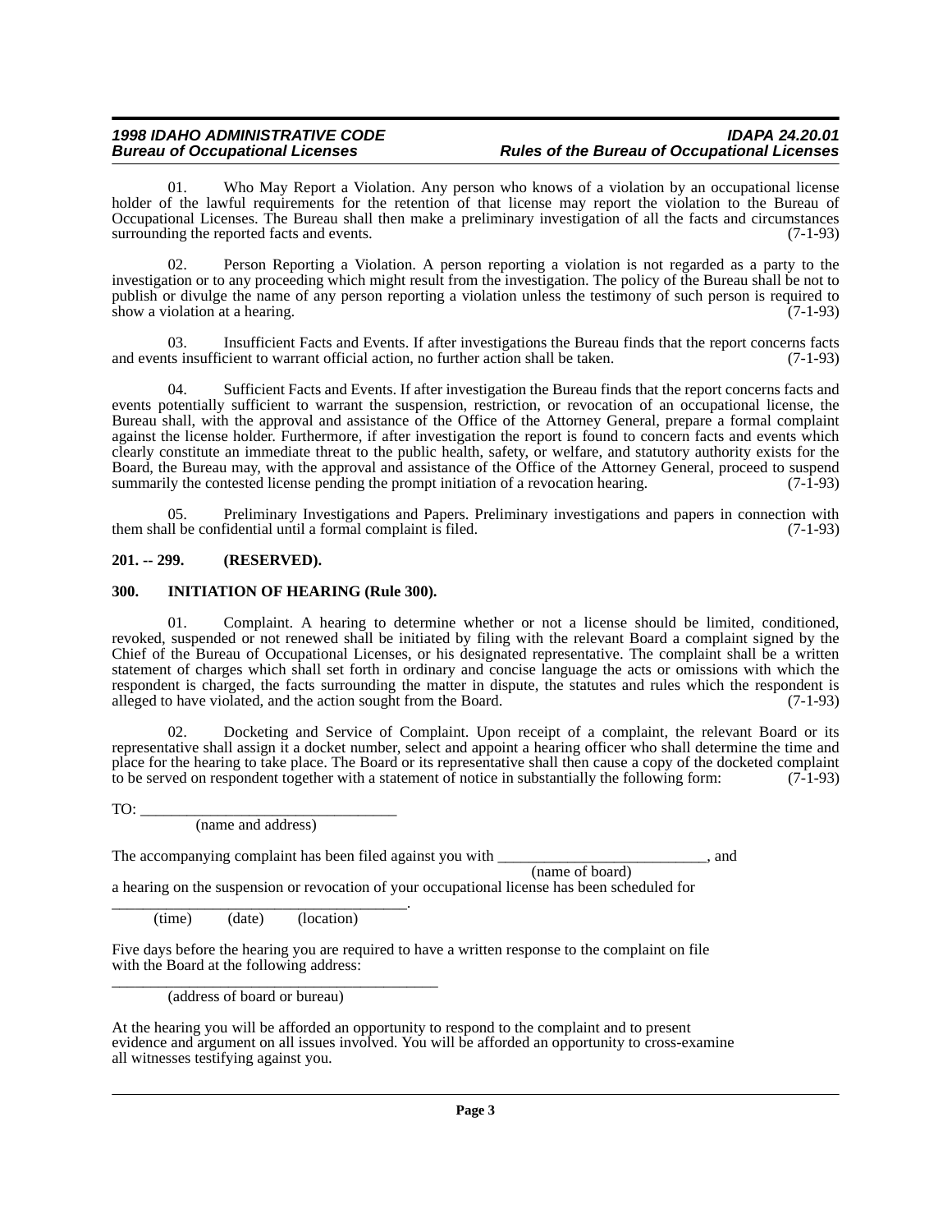01. Who May Report a Violation. Any person who knows of a violation by an occupational license holder of the lawful requirements for the retention of that license may report the violation to the Bureau of Occupational Licenses. The Bureau shall then make a preliminary investigation of all the facts and circumstances surrounding the reported facts and events. (7-1-93)

02. Person Reporting a Violation. A person reporting a violation is not regarded as a party to the investigation or to any proceeding which might result from the investigation. The policy of the Bureau shall be not to publish or divulge the name of any person reporting a violation unless the testimony of such person is required to show a violation at a hearing. (7-1-93)

03. Insufficient Facts and Events. If after investigations the Bureau finds that the report concerns facts and events insufficient to warrant official action, no further action shall be taken. (7-1-93)

04. Sufficient Facts and Events. If after investigation the Bureau finds that the report concerns facts and events potentially sufficient to warrant the suspension, restriction, or revocation of an occupational license, the Bureau shall, with the approval and assistance of the Office of the Attorney General, prepare a formal complaint against the license holder. Furthermore, if after investigation the report is found to concern facts and events which clearly constitute an immediate threat to the public health, safety, or welfare, and statutory authority exists for the Board, the Bureau may, with the approval and assistance of the Office of the Attorney General, proceed to suspend summarily the contested license pending the prompt initiation of a revocation hearing. (7-1-93)

05. Preliminary Investigations and Papers. Preliminary investigations and papers in connection with them shall be confidential until a formal complaint is filed. (7-1-93)

**201. -- 299. (RESERVED).**

**300. INITIATION OF HEARING (Rule 300).**

01. Complaint. A hearing to determine whether or not a license should be limited, conditioned, revoked, suspended or not renewed shall be initiated by filing with the relevant Board a complaint signed by the Chief of the Bureau of Occupational Licenses, or his designated representative. The complaint shall be a written statement of charges which shall set forth in ordinary and concise language the acts or omissions with which the respondent is charged, the facts surrounding the matter in dispute, the statutes and rules which the respondent is alleged to have violated, and the action sought from the Board. (7-1-93)

02. Docketing and Service of Complaint. Upon receipt of a complaint, the relevant Board or its representative shall assign it a docket number, select and appoint a hearing officer who shall determine the time and place for the hearing to take place. The Board or its representative shall then cause a copy of the docketed complaint to be served on respondent together with a statement of notice in substantially the following form: (7-1-93)

TO: _________________________________
(name and address)

The accompanying complaint has been filed against you with ___________________________, and
(name of board)
a hearing on the suspension or revocation of your occupational license has been scheduled for
_____________________________________.
(time) (date) (location)

Five days before the hearing you are required to have a written response to the complaint on file with the Board at the following address:
___________________________________________
(address of board or bureau)

At the hearing you will be afforded an opportunity to respond to the complaint and to present evidence and argument on all issues involved. You will be afforded an opportunity to cross-examine all witnesses testifying against you.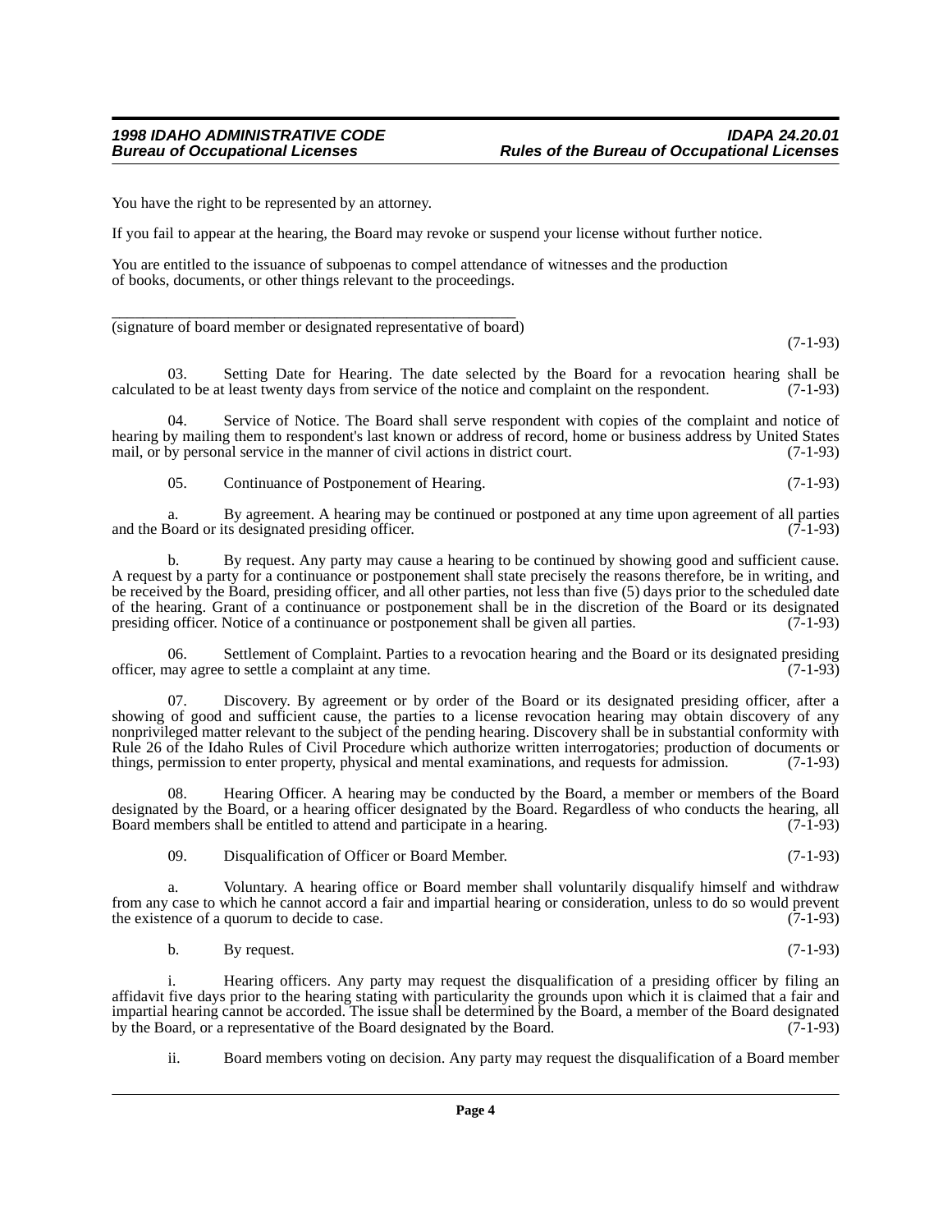You have the right to be represented by an attorney.

If you fail to appear at the hearing, the Board may revoke or suspend your license without further notice.

You are entitled to the issuance of subpoenas to compel attendance of witnesses and the production of books, documents, or other things relevant to the proceedings.

_______________________________________________________

(signature of board member or designated representative of board)

(7-1-93)

03. Setting Date for Hearing. The date selected by the Board for a revocation hearing shall be calculated to be at least twenty days from service of the notice and complaint on the respondent. (7-1-93)

04. Service of Notice. The Board shall serve respondent with copies of the complaint and notice of hearing by mailing them to respondent's last known or address of record, home or business address by United States mail, or by personal service in the manner of civil actions in district court. (7-1-93)

05. Continuance of Postponement of Hearing. (7-1-93)

a. By agreement. A hearing may be continued or postponed at any time upon agreement of all parties and the Board or its designated presiding officer. (7-1-93)

b. By request. Any party may cause a hearing to be continued by showing good and sufficient cause. A request by a party for a continuance or postponement shall state precisely the reasons therefore, be in writing, and be received by the Board, presiding officer, and all other parties, not less than five (5) days prior to the scheduled date of the hearing. Grant of a continuance or postponement shall be in the discretion of the Board or its designated presiding officer. Notice of a continuance or postponement shall be given all parties. (7-1-93)

06. Settlement of Complaint. Parties to a revocation hearing and the Board or its designated presiding officer, may agree to settle a complaint at any time. (7-1-93)

07. Discovery. By agreement or by order of the Board or its designated presiding officer, after a showing of good and sufficient cause, the parties to a license revocation hearing may obtain discovery of any nonprivileged matter relevant to the subject of the pending hearing. Discovery shall be in substantial conformity with Rule 26 of the Idaho Rules of Civil Procedure which authorize written interrogatories; production of documents or things, permission to enter property, physical and mental examinations, and requests for admission. (7-1-93)

08. Hearing Officer. A hearing may be conducted by the Board, a member or members of the Board designated by the Board, or a hearing officer designated by the Board. Regardless of who conducts the hearing, all Board members shall be entitled to attend and participate in a hearing. (7-1-93)

09. Disqualification of Officer or Board Member. (7-1-93)

a. Voluntary. A hearing office or Board member shall voluntarily disqualify himself and withdraw from any case to which he cannot accord a fair and impartial hearing or consideration, unless to do so would prevent the existence of a quorum to decide to case. (7-1-93)

b. By request. (7-1-93)

i. Hearing officers. Any party may request the disqualification of a presiding officer by filing an affidavit five days prior to the hearing stating with particularity the grounds upon which it is claimed that a fair and impartial hearing cannot be accorded. The issue shall be determined by the Board, a member of the Board designated by the Board, or a representative of the Board designated by the Board. (7-1-93)

ii. Board members voting on decision. Any party may request the disqualification of a Board member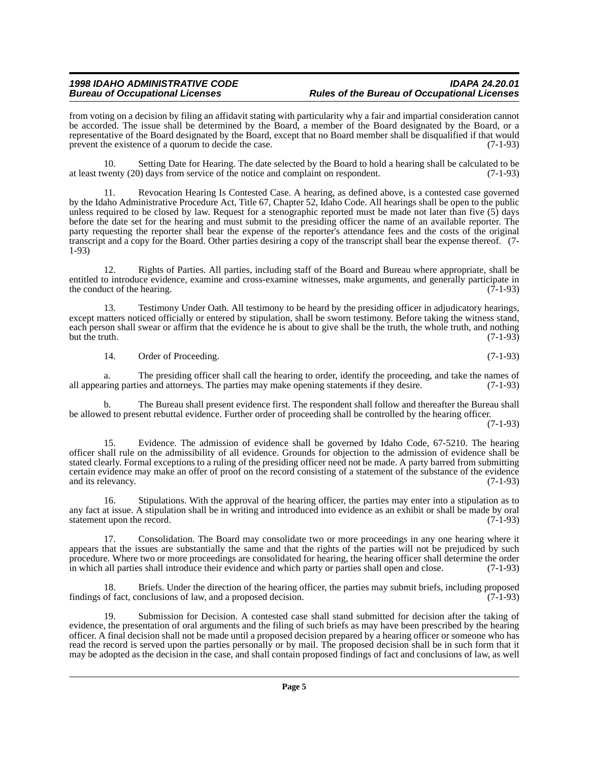from voting on a decision by filing an affidavit stating with particularity why a fair and impartial consideration cannot be accorded. The issue shall be determined by the Board, a member of the Board designated by the Board, or a representative of the Board designated by the Board, except that no Board member shall be disqualified if that would prevent the existence of a quorum to decide the case. (7-1-93)

10. Setting Date for Hearing. The date selected by the Board to hold a hearing shall be calculated to be at least twenty (20) days from service of the notice and complaint on respondent. (7-1-93)

11. Revocation Hearing Is Contested Case. A hearing, as defined above, is a contested case governed by the Idaho Administrative Procedure Act, Title 67, Chapter 52, Idaho Code. All hearings shall be open to the public unless required to be closed by law. Request for a stenographic reported must be made not later than five (5) days before the date set for the hearing and must submit to the presiding officer the name of an available reporter. The party requesting the reporter shall bear the expense of the reporter's attendance fees and the costs of the original transcript and a copy for the Board. Other parties desiring a copy of the transcript shall bear the expense thereof. (7-1-93)

12. Rights of Parties. All parties, including staff of the Board and Bureau where appropriate, shall be entitled to introduce evidence, examine and cross-examine witnesses, make arguments, and generally participate in the conduct of the hearing. (7-1-93)

13. Testimony Under Oath. All testimony to be heard by the presiding officer in adjudicatory hearings, except matters noticed officially or entered by stipulation, shall be sworn testimony. Before taking the witness stand, each person shall swear or affirm that the evidence he is about to give shall be the truth, the whole truth, and nothing but the truth. (7-1-93)

14. Order of Proceeding. (7-1-93)

a. The presiding officer shall call the hearing to order, identify the proceeding, and take the names of all appearing parties and attorneys. The parties may make opening statements if they desire. (7-1-93)

b. The Bureau shall present evidence first. The respondent shall follow and thereafter the Bureau shall be allowed to present rebuttal evidence. Further order of proceeding shall be controlled by the hearing officer. (7-1-93)

15. Evidence. The admission of evidence shall be governed by Idaho Code, 67-5210. The hearing officer shall rule on the admissibility of all evidence. Grounds for objection to the admission of evidence shall be stated clearly. Formal exceptions to a ruling of the presiding officer need not be made. A party barred from submitting certain evidence may make an offer of proof on the record consisting of a statement of the substance of the evidence and its relevancy. (7-1-93)

16. Stipulations. With the approval of the hearing officer, the parties may enter into a stipulation as to any fact at issue. A stipulation shall be in writing and introduced into evidence as an exhibit or shall be made by oral statement upon the record. (7-1-93)

17. Consolidation. The Board may consolidate two or more proceedings in any one hearing where it appears that the issues are substantially the same and that the rights of the parties will not be prejudiced by such procedure. Where two or more proceedings are consolidated for hearing, the hearing officer shall determine the order in which all parties shall introduce their evidence and which party or parties shall open and close. (7-1-93)

18. Briefs. Under the direction of the hearing officer, the parties may submit briefs, including proposed findings of fact, conclusions of law, and a proposed decision. (7-1-93)

19. Submission for Decision. A contested case shall stand submitted for decision after the taking of evidence, the presentation of oral arguments and the filing of such briefs as may have been prescribed by the hearing officer. A final decision shall not be made until a proposed decision prepared by a hearing officer or someone who has read the record is served upon the parties personally or by mail. The proposed decision shall be in such form that it may be adopted as the decision in the case, and shall contain proposed findings of fact and conclusions of law, as well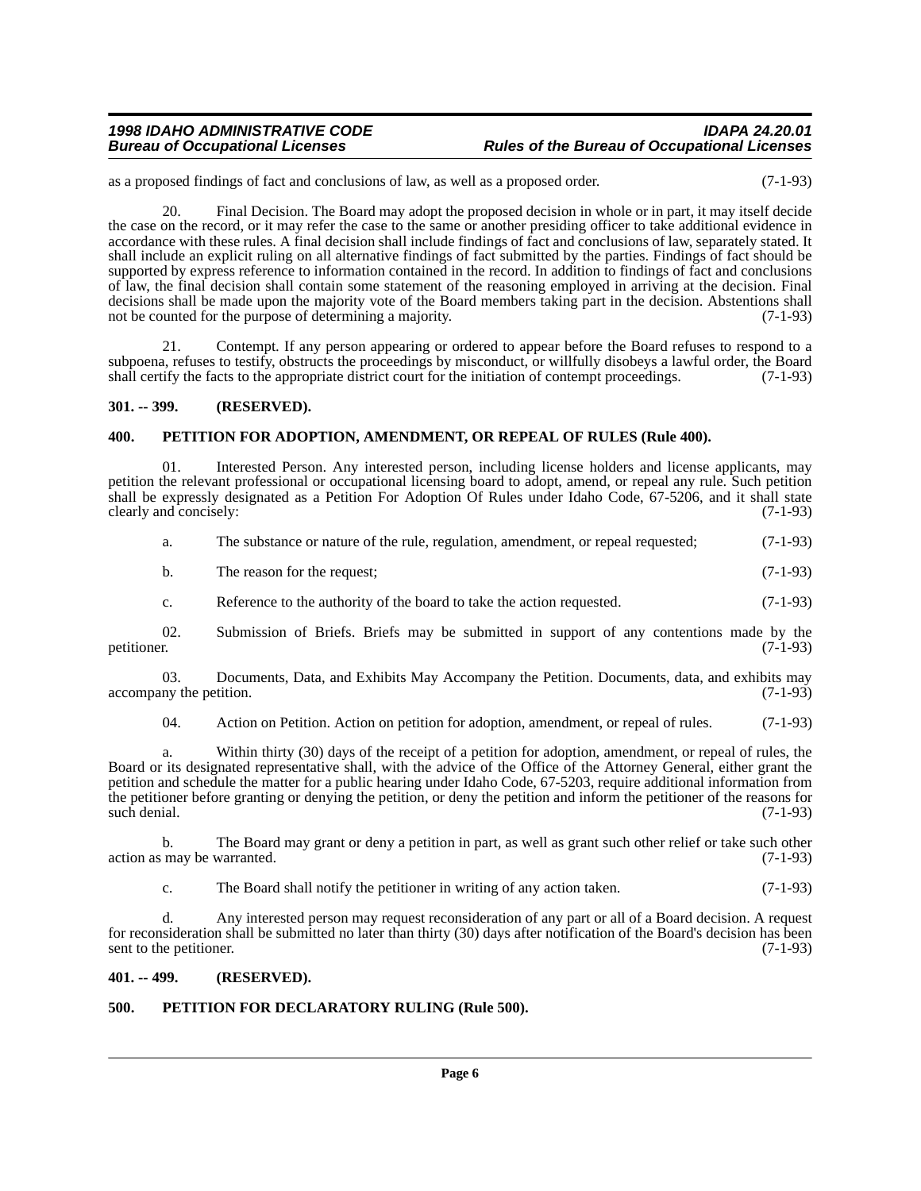as a proposed findings of fact and conclusions of law, as well as a proposed order. (7-1-93)

20. Final Decision. The Board may adopt the proposed decision in whole or in part, it may itself decide the case on the record, or it may refer the case to the same or another presiding officer to take additional evidence in accordance with these rules. A final decision shall include findings of fact and conclusions of law, separately stated. It shall include an explicit ruling on all alternative findings of fact submitted by the parties. Findings of fact should be supported by express reference to information contained in the record. In addition to findings of fact and conclusions of law, the final decision shall contain some statement of the reasoning employed in arriving at the decision. Final decisions shall be made upon the majority vote of the Board members taking part in the decision. Abstentions shall not be counted for the purpose of determining a majority. (7-1-93)

21. Contempt. If any person appearing or ordered to appear before the Board refuses to respond to a subpoena, refuses to testify, obstructs the proceedings by misconduct, or willfully disobeys a lawful order, the Board shall certify the facts to the appropriate district court for the initiation of contempt proceedings. (7-1-93)

## 301. -- 399. (RESERVED).

## 400. PETITION FOR ADOPTION, AMENDMENT, OR REPEAL OF RULES (Rule 400).

01. Interested Person. Any interested person, including license holders and license applicants, may petition the relevant professional or occupational licensing board to adopt, amend, or repeal any rule. Such petition shall be expressly designated as a Petition For Adoption Of Rules under Idaho Code, 67-5206, and it shall state clearly and concisely: (7-1-93)

a. The substance or nature of the rule, regulation, amendment, or repeal requested; (7-1-93)

b. The reason for the request; (7-1-93)

c. Reference to the authority of the board to take the action requested. (7-1-93)

02. Submission of Briefs. Briefs may be submitted in support of any contentions made by the petitioner. (7-1-93)

03. Documents, Data, and Exhibits May Accompany the Petition. Documents, data, and exhibits may accompany the petition. (7-1-93)

04. Action on Petition. Action on petition for adoption, amendment, or repeal of rules. (7-1-93)

a. Within thirty (30) days of the receipt of a petition for adoption, amendment, or repeal of rules, the Board or its designated representative shall, with the advice of the Office of the Attorney General, either grant the petition and schedule the matter for a public hearing under Idaho Code, 67-5203, require additional information from the petitioner before granting or denying the petition, or deny the petition and inform the petitioner of the reasons for such denial. (7-1-93)

b. The Board may grant or deny a petition in part, as well as grant such other relief or take such other action as may be warranted. (7-1-93)

c. The Board shall notify the petitioner in writing of any action taken. (7-1-93)

d. Any interested person may request reconsideration of any part or all of a Board decision. A request for reconsideration shall be submitted no later than thirty (30) days after notification of the Board's decision has been sent to the petitioner. (7-1-93)

## 401. -- 499. (RESERVED).

## 500. PETITION FOR DECLARATORY RULING (Rule 500).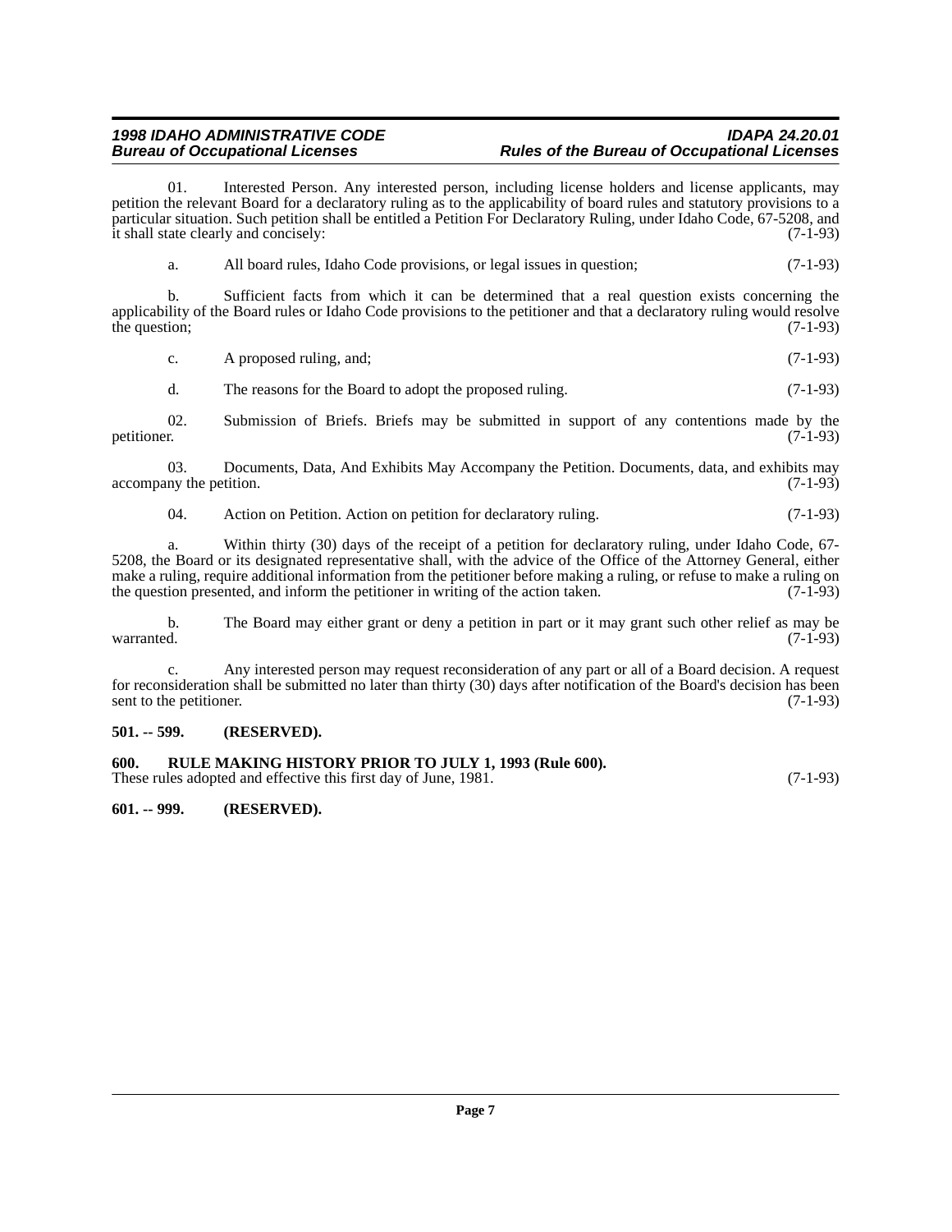01. Interested Person. Any interested person, including license holders and license applicants, may petition the relevant Board for a declaratory ruling as to the applicability of board rules and statutory provisions to a particular situation. Such petition shall be entitled a Petition For Declaratory Ruling, under Idaho Code, 67-5208, and it shall state clearly and concisely: (7-1-93)

a. All board rules, Idaho Code provisions, or legal issues in question; (7-1-93)

b. Sufficient facts from which it can be determined that a real question exists concerning the applicability of the Board rules or Idaho Code provisions to the petitioner and that a declaratory ruling would resolve the question; (7-1-93)

c. A proposed ruling, and; (7-1-93)

d. The reasons for the Board to adopt the proposed ruling. (7-1-93)

02. Submission of Briefs. Briefs may be submitted in support of any contentions made by the petitioner. (7-1-93)

03. Documents, Data, And Exhibits May Accompany the Petition. Documents, data, and exhibits may accompany the petition. (7-1-93)

04. Action on Petition. Action on petition for declaratory ruling. (7-1-93)

a. Within thirty (30) days of the receipt of a petition for declaratory ruling, under Idaho Code, 67-5208, the Board or its designated representative shall, with the advice of the Office of the Attorney General, either make a ruling, require additional information from the petitioner before making a ruling, or refuse to make a ruling on the question presented, and inform the petitioner in writing of the action taken. (7-1-93)

b. The Board may either grant or deny a petition in part or it may grant such other relief as may be warranted. (7-1-93)

c. Any interested person may request reconsideration of any part or all of a Board decision. A request for reconsideration shall be submitted no later than thirty (30) days after notification of the Board's decision has been sent to the petitioner. (7-1-93)

**501. -- 599. (RESERVED).**

**600. RULE MAKING HISTORY PRIOR TO JULY 1, 1993 (Rule 600).**
These rules adopted and effective this first day of June, 1981. (7-1-93)

**601. -- 999. (RESERVED).**